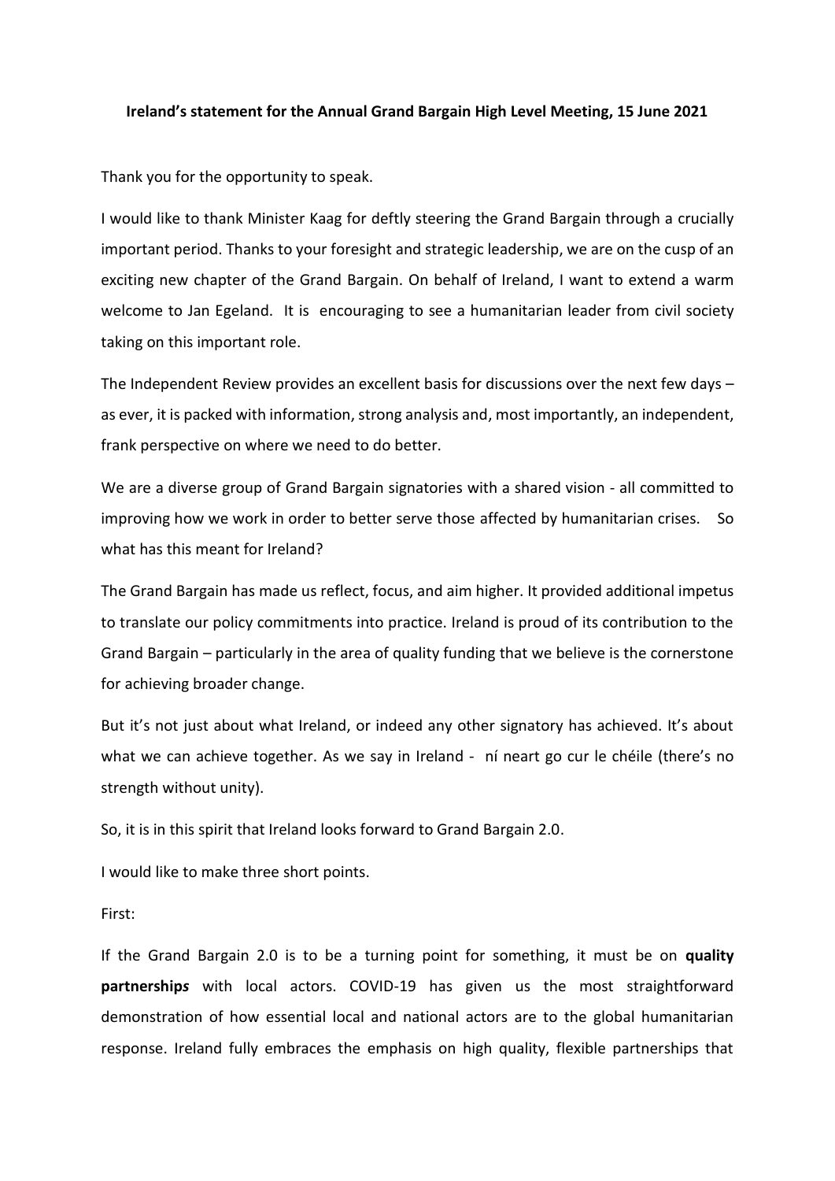**Ireland's statement for the Annual Grand Bargain High Level Meeting, 15 June 2021**

Thank you for the opportunity to speak.

I would like to thank Minister Kaag for deftly steering the Grand Bargain through a crucially important period. Thanks to your foresight and strategic leadership, we are on the cusp of an exciting new chapter of the Grand Bargain. On behalf of Ireland, I want to extend a warm welcome to Jan Egeland. It is encouraging to see a humanitarian leader from civil society taking on this important role.

The Independent Review provides an excellent basis for discussions over the next few days – as ever, it is packed with information, strong analysis and, most importantly, an independent, frank perspective on where we need to do better.

We are a diverse group of Grand Bargain signatories with a shared vision - all committed to improving how we work in order to better serve those affected by humanitarian crises. So what has this meant for Ireland?

The Grand Bargain has made us reflect, focus, and aim higher. It provided additional impetus to translate our policy commitments into practice. Ireland is proud of its contribution to the Grand Bargain – particularly in the area of quality funding that we believe is the cornerstone for achieving broader change.

But it's not just about what Ireland, or indeed any other signatory has achieved. It's about what we can achieve together. As we say in Ireland - ní neart go cur le chéile (there's no strength without unity).

So, it is in this spirit that Ireland looks forward to Grand Bargain 2.0.

I would like to make three short points.

First:

If the Grand Bargain 2.0 is to be a turning point for something, it must be on **quality partnership*s*** with local actors. COVID-19 has given us the most straightforward demonstration of how essential local and national actors are to the global humanitarian response. Ireland fully embraces the emphasis on high quality, flexible partnerships that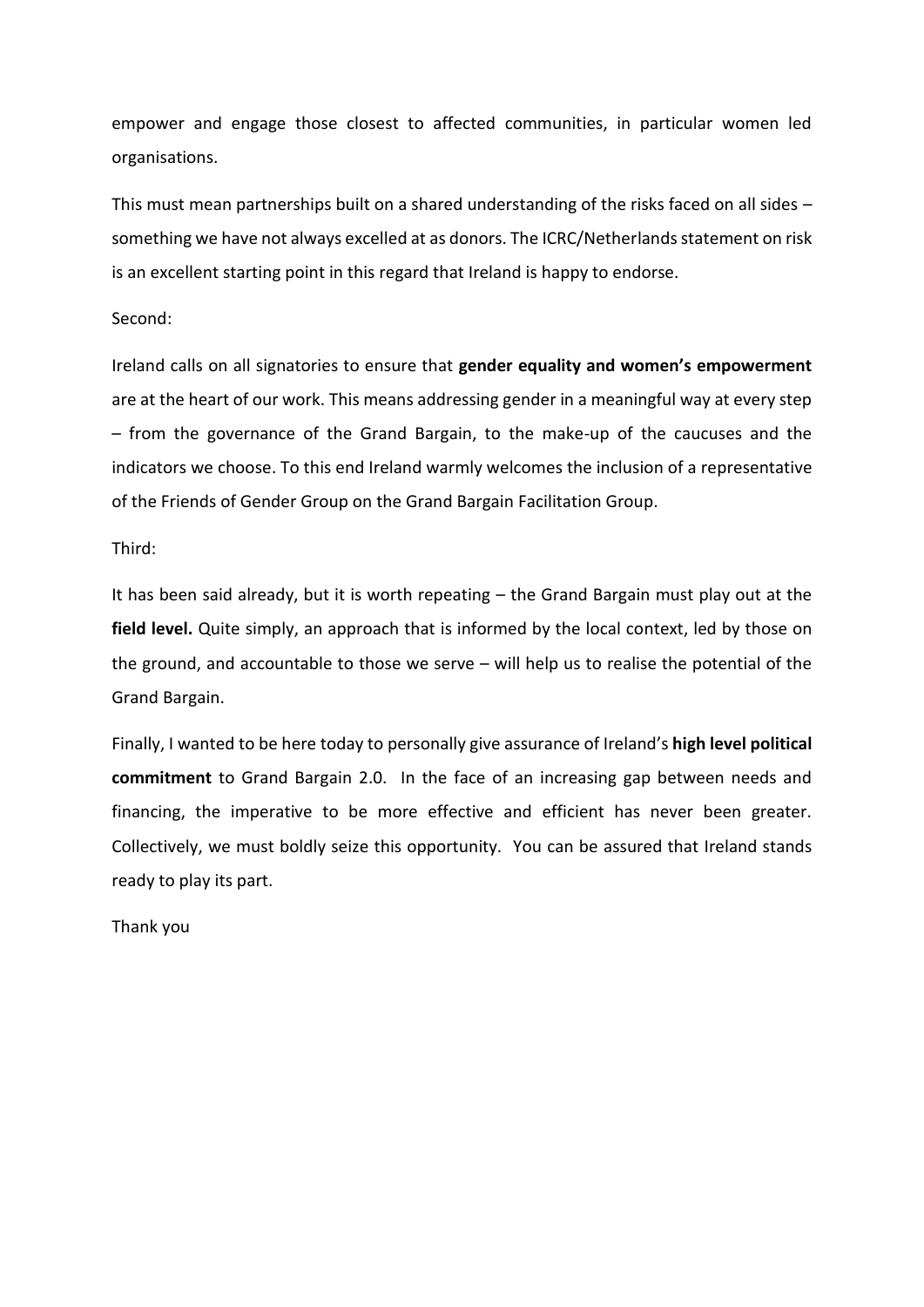empower and engage those closest to affected communities, in particular women led organisations.

This must mean partnerships built on a shared understanding of the risks faced on all sides – something we have not always excelled at as donors. The ICRC/Netherlands statement on risk is an excellent starting point in this regard that Ireland is happy to endorse.

Second:

Ireland calls on all signatories to ensure that **gender equality and women's empowerment** are at the heart of our work. This means addressing gender in a meaningful way at every step – from the governance of the Grand Bargain, to the make-up of the caucuses and the indicators we choose. To this end Ireland warmly welcomes the inclusion of a representative of the Friends of Gender Group on the Grand Bargain Facilitation Group.

Third:

It has been said already, but it is worth repeating – the Grand Bargain must play out at the **field level.** Quite simply, an approach that is informed by the local context, led by those on the ground, and accountable to those we serve – will help us to realise the potential of the Grand Bargain.

Finally, I wanted to be here today to personally give assurance of Ireland's **high level political commitment** to Grand Bargain 2.0. In the face of an increasing gap between needs and financing, the imperative to be more effective and efficient has never been greater. Collectively, we must boldly seize this opportunity. You can be assured that Ireland stands ready to play its part.

Thank you